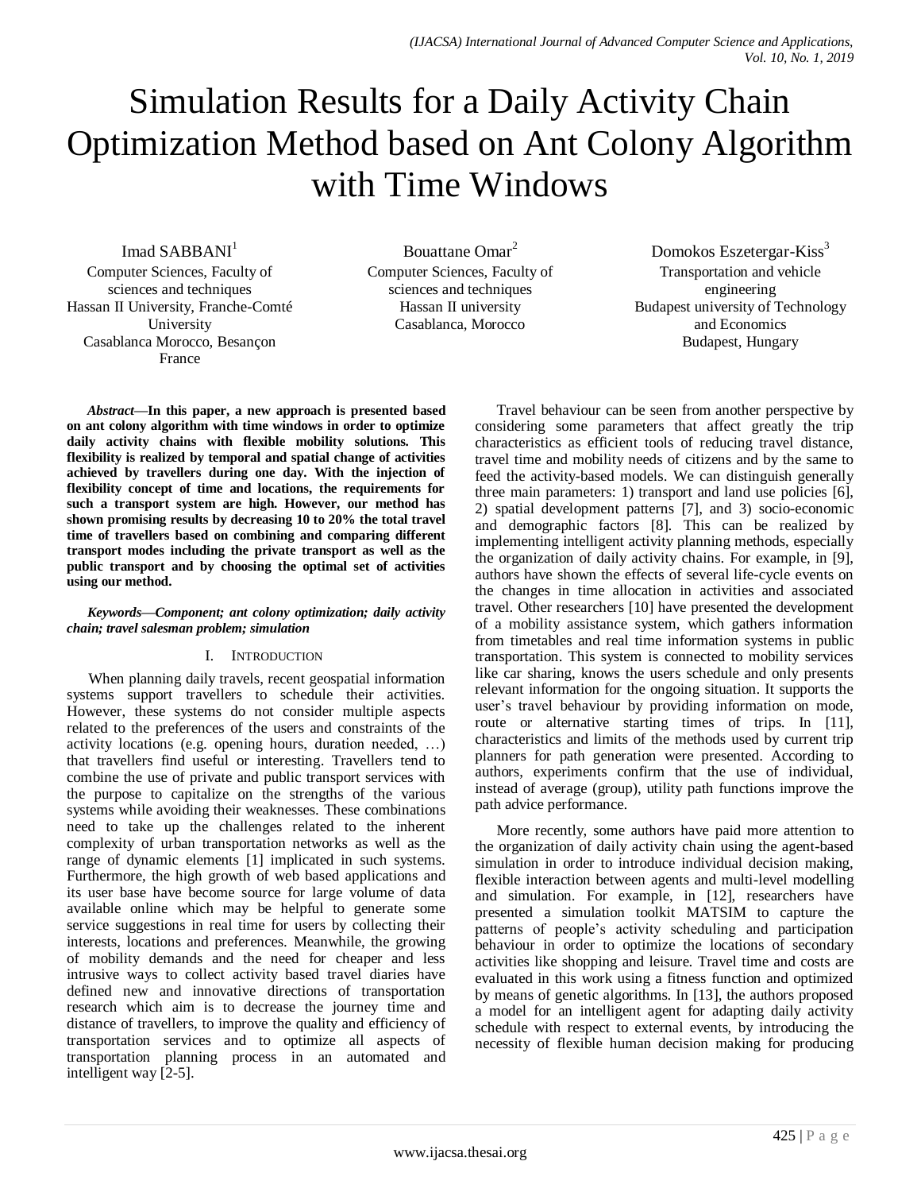# Simulation Results for a Daily Activity Chain Optimization Method based on Ant Colony Algorithm with Time Windows

Imad SABBANI[1]
Computer Sciences, Faculty of sciences and techniques
Hassan II University, Franche-Comté University
Casablanca Morocco, Besançon France

Bouattane Omar[2]
Computer Sciences, Faculty of sciences and techniques
Hassan II university
Casablanca, Morocco

Domokos Eszetergar-Kiss[3]
Transportation and vehicle engineering
Budapest university of Technology and Economics
Budapest, Hungary

***Abstract*—In this paper, a new approach is presented based on ant colony algorithm with time windows in order to optimize daily activity chains with flexible mobility solutions. This flexibility is realized by temporal and spatial change of activities achieved by travellers during one day. With the injection of flexibility concept of time and locations, the requirements for such a transport system are high. However, our method has shown promising results by decreasing 10 to 20% the total travel time of travellers based on combining and comparing different transport modes including the private transport as well as the public transport and by choosing the optimal set of activities using our method.**

***Keywords*—Component; ant colony optimization; daily activity chain; travel salesman problem; simulation**

## I. Introduction

When planning daily travels, recent geospatial information systems support travellers to schedule their activities. However, these systems do not consider multiple aspects related to the preferences of the users and constraints of the activity locations (e.g. opening hours, duration needed, …) that travellers find useful or interesting. Travellers tend to combine the use of private and public transport services with the purpose to capitalize on the strengths of the various systems while avoiding their weaknesses. These combinations need to take up the challenges related to the inherent complexity of urban transportation networks as well as the range of dynamic elements [1] implicated in such systems. Furthermore, the high growth of web based applications and its user base have become source for large volume of data available online which may be helpful to generate some service suggestions in real time for users by collecting their interests, locations and preferences. Meanwhile, the growing of mobility demands and the need for cheaper and less intrusive ways to collect activity based travel diaries have defined new and innovative directions of transportation research which aim is to decrease the journey time and distance of travellers, to improve the quality and efficiency of transportation services and to optimize all aspects of transportation planning process in an automated and intelligent way [2-5].

Travel behaviour can be seen from another perspective by considering some parameters that affect greatly the trip characteristics as efficient tools of reducing travel distance, travel time and mobility needs of citizens and by the same to feed the activity-based models. We can distinguish generally three main parameters: 1) transport and land use policies [6], 2) spatial development patterns [7], and 3) socio-economic and demographic factors [8]. This can be realized by implementing intelligent activity planning methods, especially the organization of daily activity chains. For example, in [9], authors have shown the effects of several life-cycle events on the changes in time allocation in activities and associated travel. Other researchers [10] have presented the development of a mobility assistance system, which gathers information from timetables and real time information systems in public transportation. This system is connected to mobility services like car sharing, knows the users schedule and only presents relevant information for the ongoing situation. It supports the user's travel behaviour by providing information on mode, route or alternative starting times of trips. In [11], characteristics and limits of the methods used by current trip planners for path generation were presented. According to authors, experiments confirm that the use of individual, instead of average (group), utility path functions improve the path advice performance.

More recently, some authors have paid more attention to the organization of daily activity chain using the agent-based simulation in order to introduce individual decision making, flexible interaction between agents and multi-level modelling and simulation. For example, in [12], researchers have presented a simulation toolkit MATSIM to capture the patterns of people's activity scheduling and participation behaviour in order to optimize the locations of secondary activities like shopping and leisure. Travel time and costs are evaluated in this work using a fitness function and optimized by means of genetic algorithms. In [13], the authors proposed a model for an intelligent agent for adapting daily activity schedule with respect to external events, by introducing the necessity of flexible human decision making for producing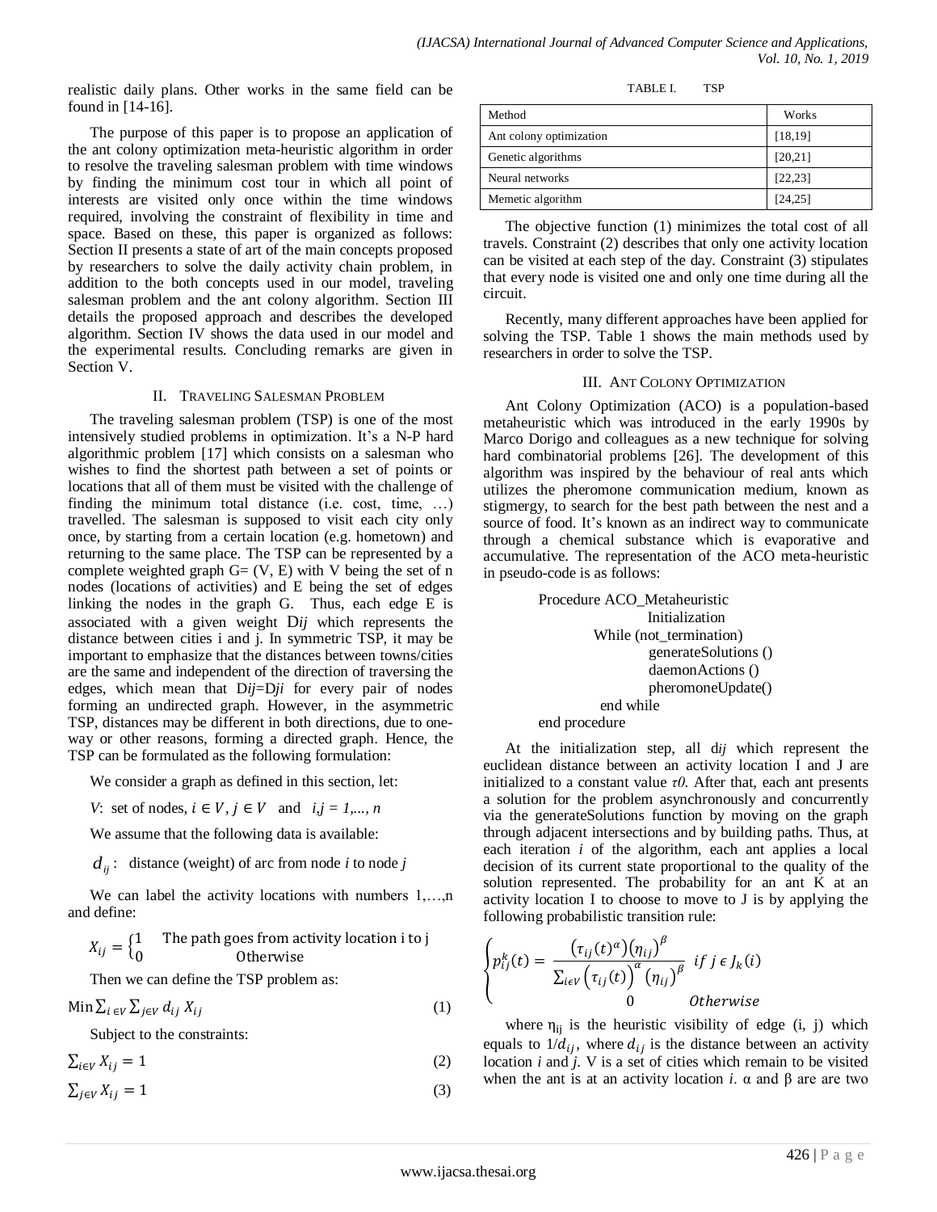realistic daily plans. Other works in the same field can be found in [14-16].

The purpose of this paper is to propose an application of the ant colony optimization meta-heuristic algorithm in order to resolve the traveling salesman problem with time windows by finding the minimum cost tour in which all point of interests are visited only once within the time windows required, involving the constraint of flexibility in time and space. Based on these, this paper is organized as follows: Section II presents a state of art of the main concepts proposed by researchers to solve the daily activity chain problem, in addition to the both concepts used in our model, traveling salesman problem and the ant colony algorithm. Section III details the proposed approach and describes the developed algorithm. Section IV shows the data used in our model and the experimental results. Concluding remarks are given in Section V.

## II. Traveling Salesman Problem

The traveling salesman problem (TSP) is one of the most intensively studied problems in optimization. It's a N-P hard algorithmic problem [17] which consists on a salesman who wishes to find the shortest path between a set of points or locations that all of them must be visited with the challenge of finding the minimum total distance (i.e. cost, time, …) travelled. The salesman is supposed to visit each city only once, by starting from a certain location (e.g. hometown) and returning to the same place. The TSP can be represented by a complete weighted graph G= (V, E) with V being the set of n nodes (locations of activities) and E being the set of edges linking the nodes in the graph G. Thus, each edge E is associated with a given weight D*ij* which represents the distance between cities i and j. In symmetric TSP, it may be important to emphasize that the distances between towns/cities are the same and independent of the direction of traversing the edges, which mean that D*ij*=D*ji* for every pair of nodes forming an undirected graph. However, in the asymmetric TSP, distances may be different in both directions, due to one-way or other reasons, forming a directed graph. Hence, the TSP can be formulated as the following formulation:

We consider a graph as defined in this section, let:

*V*: set of nodes, $i \in V, j \in V$ and $i,j = 1,..., n$

We assume that the following data is available:

$d_{ij}$: distance (weight) of arc from node *i* to node *j*

We can label the activity locations with numbers 1,…,n and define:

$$X_{ij} = \begin{cases} 1 & \text{The path goes from activity location i to j} \\ 0 & \text{Otherwise} \end{cases}$$

Then we can define the TSP problem as:

$$\text{Min} \sum_{i \in V} \sum_{j \in V} d_{ij} X_{ij} \quad (1)$$

Subject to the constraints:

$$\sum_{i \in V} X_{ij} = 1 \quad (2)$$

$$\sum_{j \in V} X_{ij} = 1 \quad (3)$$

TABLE I. TSP

| Method | Works |
|---|---|
| Ant colony optimization | [18,19] |
| Genetic algorithms | [20,21] |
| Neural networks | [22,23] |
| Memetic algorithm | [24,25] |

The objective function (1) minimizes the total cost of all travels. Constraint (2) describes that only one activity location can be visited at each step of the day. Constraint (3) stipulates that every node is visited one and only one time during all the circuit.

Recently, many different approaches have been applied for solving the TSP. Table 1 shows the main methods used by researchers in order to solve the TSP.

## III. Ant Colony Optimization

Ant Colony Optimization (ACO) is a population-based metaheuristic which was introduced in the early 1990s by Marco Dorigo and colleagues as a new technique for solving hard combinatorial problems [26]. The development of this algorithm was inspired by the behaviour of real ants which utilizes the pheromone communication medium, known as stigmergy, to search for the best path between the nest and a source of food. It's known as an indirect way to communicate through a chemical substance which is evaporative and accumulative. The representation of the ACO meta-heuristic in pseudo-code is as follows:

```
Procedure ACO_Metaheuristic
        Initialization
    While (not_termination)
        generateSolutions ()
        daemonActions ()
        pheromoneUpdate()
    end while
end procedure
```

At the initialization step, all d*ij* which represent the euclidean distance between an activity location I and J are initialized to a constant value *τ0*. After that, each ant presents a solution for the problem asynchronously and concurrently via the generateSolutions function by moving on the graph through adjacent intersections and by building paths. Thus, at each iteration *i* of the algorithm, each ant applies a local decision of its current state proportional to the quality of the solution represented. The probability for an ant K at an activity location I to choose to move to J is by applying the following probabilistic transition rule:

$$\begin{cases} p_{ij}^{k}(t) = \dfrac{\left(\tau_{ij}(t)^{\alpha}\right)\left(\eta_{ij}\right)^{\beta}}{\sum_{i \epsilon V}\left(\tau_{ij}(t)\right)^{\alpha}\left(\eta_{ij}\right)^{\beta}} & if\ j\ \epsilon\ J_k(i) \\ 0 & Otherwise \end{cases}$$

where $\eta_{ij}$ is the heuristic visibility of edge (i, j) which equals to $1/d_{ij}$, where $d_{ij}$ is the distance between an activity location *i* and *j*. V is a set of cities which remain to be visited when the ant is at an activity location *i*. α and β are are two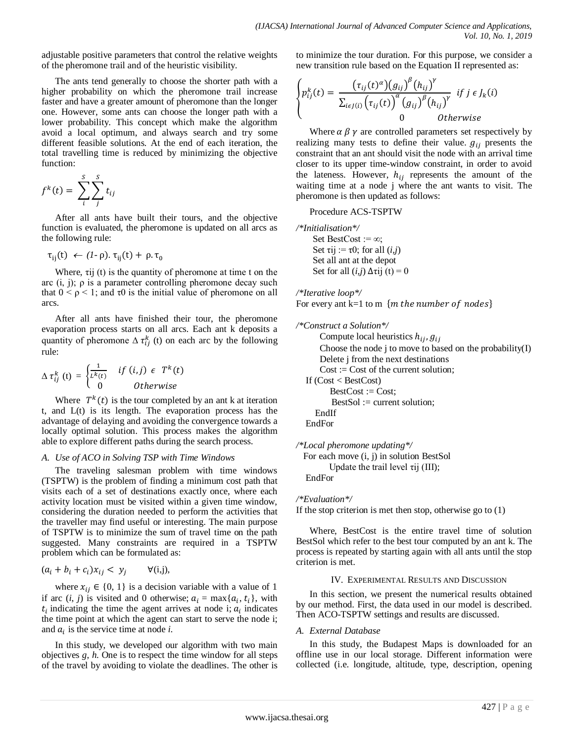adjustable positive parameters that control the relative weights of the pheromone trail and of the heuristic visibility.

The ants tend generally to choose the shorter path with a higher probability on which the pheromone trail increase faster and have a greater amount of pheromone than the longer one. However, some ants can choose the longer path with a lower probability. This concept which make the algorithm avoid a local optimum, and always search and try some different feasible solutions. At the end of each iteration, the total travelling time is reduced by minimizing the objective function:

$$f^k(t) = \sum_{i}^{S}\sum_{j}^{S} t_{ij}$$

After all ants have built their tours, and the objective function is evaluated, the pheromone is updated on all arcs as the following rule:

$$\tau_{ij}(t) \leftarrow (1\text{-}\rho).\tau_{ij}(t) + \rho.\tau_0$$

Where, τij (t) is the quantity of pheromone at time t on the arc (i, j); ρ is a parameter controlling pheromone decay such that $0 < \rho < 1$; and τ0 is the initial value of pheromone on all arcs.

After all ants have finished their tour, the pheromone evaporation process starts on all arcs. Each ant k deposits a quantity of pheromone $\Delta\tau_{ij}^k$ (t) on each arc by the following rule:

$$\Delta\tau_{ij}^k(t) = \begin{cases} \frac{1}{L^k(t)} & if\ (i,j) \in T^k(t) \\ 0 & Otherwise \end{cases}$$

Where $T^k(t)$ is the tour completed by an ant k at iteration t, and L(t) is its length. The evaporation process has the advantage of delaying and avoiding the convergence towards a locally optimal solution. This process makes the algorithm able to explore different paths during the search process.

### *A. Use of ACO in Solving TSP with Time Windows*

The traveling salesman problem with time windows (TSPTW) is the problem of finding a minimum cost path that visits each of a set of destinations exactly once, where each activity location must be visited within a given time window, considering the duration needed to perform the activities that the traveller may find useful or interesting. The main purpose of TSPTW is to minimize the sum of travel time on the path suggested. Many constraints are required in a TSPTW problem which can be formulated as:

$$(a_i + b_i + c_i)x_{ij} < y_j \qquad \forall(\text{i,j}),$$

where $x_{ij} \in \{0, 1\}$ is a decision variable with a value of 1 if arc (*i*, *j*) is visited and 0 otherwise; $a_i = \max\{a_i, t_i\}$, with $t_i$ indicating the time the agent arrives at node i; $a_i$ indicates the time point at which the agent can start to serve the node i; and $a_i$ is the service time at node *i*.

In this study, we developed our algorithm with two main objectives *g*, *h*. One is to respect the time window for all steps of the travel by avoiding to violate the deadlines. The other is to minimize the tour duration. For this purpose, we consider a new transition rule based on the Equation II represented as:

$$\begin{cases} p_{ij}^k(t) = \dfrac{\left(\tau_{ij}(t)^{\alpha}\right)\left(g_{ij}\right)^{\beta}\left(h_{ij}\right)^{\gamma}}{\sum_{i\epsilon J(i)}\left(\tau_{ij}(t)\right)^{\alpha}\left(g_{ij}\right)^{\beta}\left(h_{ij}\right)^{\gamma}} & if\ j \in J_k(i) \\ \qquad\qquad 0 & Otherwise \end{cases}$$

Where $\alpha\ \beta\ \gamma$ are controlled parameters set respectively by realizing many tests to define their value. $g_{ij}$ presents the constraint that an ant should visit the node with an arrival time closer to its upper time-window constraint, in order to avoid the lateness. However, $h_{ij}$ represents the amount of the waiting time at a node j where the ant wants to visit. The pheromone is then updated as follows:

```
Procedure ACS-TSPTW

/*Initialisation*/
    Set BestCost := ∞;
    Set τij := τ0; for all (i,j)
    Set all ant at the depot
    Set for all (i,j) Δτij (t) = 0

/*Iterative loop*/
For every ant k=1 to m  {m the number of nodes}

/*Construct a Solution*/
      Compute local heuristics h_ij, g_ij
      Choose the node j to move to based on the probability(I)
      Delete j from the next destinations
      Cost := Cost of the current solution;
  If (Cost < BestCost)
        BestCost := Cost;
        BestSol := current solution;
    EndIf
  EndFor

/*Local pheromone updating*/
  For each move (i, j) in solution BestSol
        Update the trail level τij (III);
  EndFor

/*Evaluation*/
If the stop criterion is met then stop, otherwise go to (1)
```

Where, BestCost is the entire travel time of solution BestSol which refer to the best tour computed by an ant k. The process is repeated by starting again with all ants until the stop criterion is met.

## IV. Experimental Results and Discussion

In this section, we present the numerical results obtained by our method. First, the data used in our model is described. Then ACO-TSPTW settings and results are discussed.

### *A. External Database*

In this study, the Budapest Maps is downloaded for an offline use in our local storage. Different information were collected (i.e. longitude, altitude, type, description, opening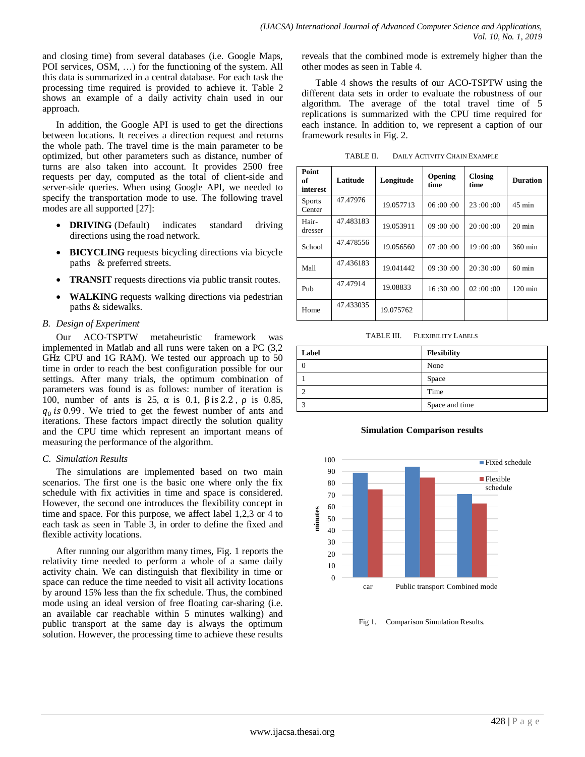and closing time) from several databases (i.e. Google Maps, POI services, OSM, …) for the functioning of the system. All this data is summarized in a central database. For each task the processing time required is provided to achieve it. Table 2 shows an example of a daily activity chain used in our approach.

In addition, the Google API is used to get the directions between locations. It receives a direction request and returns the whole path. The travel time is the main parameter to be optimized, but other parameters such as distance, number of turns are also taken into account. It provides 2500 free requests per day, computed as the total of client-side and server-side queries. When using Google API, we needed to specify the transportation mode to use. The following travel modes are all supported [27]:

- **DRIVING** (Default) indicates standard driving directions using the road network.
- **BICYCLING** requests bicycling directions via bicycle paths & preferred streets.
- **TRANSIT** requests directions via public transit routes.
- **WALKING** requests walking directions via pedestrian paths & sidewalks.

### *B. Design of Experiment*

Our ACO-TSPTW metaheuristic framework was implemented in Matlab and all runs were taken on a PC (3,2 GHz CPU and 1G RAM). We tested our approach up to 50 time in order to reach the best configuration possible for our settings. After many trials, the optimum combination of parameters was found is as follows: number of iteration is 100, number of ants is 25, α is 0.1, β is 2.2 , ρ is 0.85, $q_0$ *is* 0.99. We tried to get the fewest number of ants and iterations. These factors impact directly the solution quality and the CPU time which represent an important means of measuring the performance of the algorithm.

### *C. Simulation Results*

The simulations are implemented based on two main scenarios. The first one is the basic one where only the fix schedule with fix activities in time and space is considered. However, the second one introduces the flexibility concept in time and space. For this purpose, we affect label 1,2,3 or 4 to each task as seen in Table 3, in order to define the fixed and flexible activity locations.

After running our algorithm many times, Fig. 1 reports the relativity time needed to perform a whole of a same daily activity chain. We can distinguish that flexibility in time or space can reduce the time needed to visit all activity locations by around 15% less than the fix schedule. Thus, the combined mode using an ideal version of free floating car-sharing (i.e. an available car reachable within 5 minutes walking) and public transport at the same day is always the optimum solution. However, the processing time to achieve these results reveals that the combined mode is extremely higher than the other modes as seen in Table 4.

Table 4 shows the results of our ACO-TSPTW using the different data sets in order to evaluate the robustness of our algorithm. The average of the total travel time of 5 replications is summarized with the CPU time required for each instance. In addition to, we represent a caption of our framework results in Fig. 2.

TABLE II. DAILY ACTIVITY CHAIN EXAMPLE

| Point of interest | Latitude | Longitude | Opening time | Closing time | Duration |
|---|---|---|---|---|---|
| Sports Center | 47.47976 | 19.057713 | 06 :00 :00 | 23 :00 :00 | 45 min |
| Hair-dresser | 47.483183 | 19.053911 | 09 :00 :00 | 20 :00 :00 | 20 min |
| School | 47.478556 | 19.056560 | 07 :00 :00 | 19 :00 :00 | 360 min |
| Mall | 47.436183 | 19.041442 | 09 :30 :00 | 20 :30 :00 | 60 min |
| Pub | 47.47914 | 19.08833 | 16 :30 :00 | 02 :00 :00 | 120 min |
| Home | 47.433035 | 19.075762 | | | |

TABLE III. FLEXIBILITY LABELS

| Label | Flexibility |
|---|---|
| 0 | None |
| 1 | Space |
| 2 | Time |
| 3 | Space and time |

**Simulation Comparison results**

| | Fixed schedule | Flexible schedule |
|---|---|---|
| car | 89 | 75 |
| Public transport | 94 | 85 |
| Combined mode | 71 | 63 |

Fig 1. Comparison Simulation Results.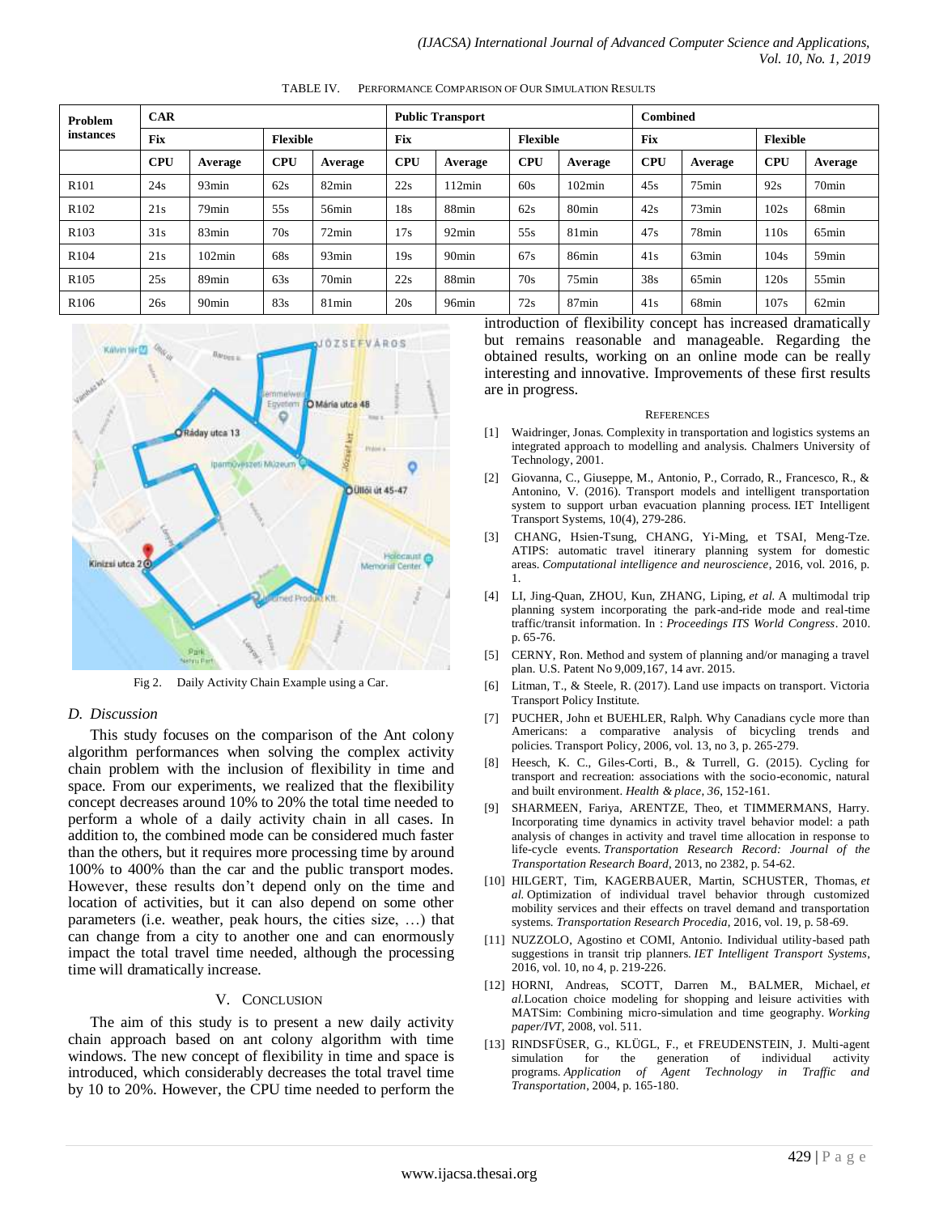TABLE IV. PERFORMANCE COMPARISON OF OUR SIMULATION RESULTS

| Problem instances | CAR | | | | Public Transport | | | | Combined | | | |
|---|---|---|---|---|---|---|---|---|---|---|---|---|
| | Fix | | Flexible | | Fix | | Flexible | | Fix | | Flexible | |
| | CPU | Average | CPU | Average | CPU | Average | CPU | Average | CPU | Average | CPU | Average |
| R101 | 24s | 93min | 62s | 82min | 22s | 112min | 60s | 102min | 45s | 75min | 92s | 70min |
| R102 | 21s | 79min | 55s | 56min | 18s | 88min | 62s | 80min | 42s | 73min | 102s | 68min |
| R103 | 31s | 83min | 70s | 72min | 17s | 92min | 55s | 81min | 47s | 78min | 110s | 65min |
| R104 | 21s | 102min | 68s | 93min | 19s | 90min | 67s | 86min | 41s | 63min | 104s | 59min |
| R105 | 25s | 89min | 63s | 70min | 22s | 88min | 70s | 75min | 38s | 65min | 120s | 55min |
| R106 | 26s | 90min | 83s | 81min | 20s | 96min | 72s | 87min | 41s | 68min | 107s | 62min |

Fig 2. Daily Activity Chain Example using a Car.

### D. Discussion

This study focuses on the comparison of the Ant colony algorithm performances when solving the complex activity chain problem with the inclusion of flexibility in time and space. From our experiments, we realized that the flexibility concept decreases around 10% to 20% the total time needed to perform a whole of a daily activity chain in all cases. In addition to, the combined mode can be considered much faster than the others, but it requires more processing time by around 100% to 400% than the car and the public transport modes. However, these results don't depend only on the time and location of activities, but it can also depend on some other parameters (i.e. weather, peak hours, the cities size, …) that can change from a city to another one and can enormously impact the total travel time needed, although the processing time will dramatically increase.

## V. CONCLUSION

The aim of this study is to present a new daily activity chain approach based on ant colony algorithm with time windows. The new concept of flexibility in time and space is introduced, which considerably decreases the total travel time by 10 to 20%. However, the CPU time needed to perform the introduction of flexibility concept has increased dramatically but remains reasonable and manageable. Regarding the obtained results, working on an online mode can be really interesting and innovative. Improvements of these first results are in progress.

## REFERENCES

[1] Waidringer, Jonas. Complexity in transportation and logistics systems an integrated approach to modelling and analysis. Chalmers University of Technology, 2001.

[2] Giovanna, C., Giuseppe, M., Antonio, P., Corrado, R., Francesco, R., & Antonino, V. (2016). Transport models and intelligent transportation system to support urban evacuation planning process. IET Intelligent Transport Systems, 10(4), 279-286.

[3] CHANG, Hsien-Tsung, CHANG, Yi-Ming, et TSAI, Meng-Tze. ATIPS: automatic travel itinerary planning system for domestic areas. *Computational intelligence and neuroscience*, 2016, vol. 2016, p. 1.

[4] LI, Jing-Quan, ZHOU, Kun, ZHANG, Liping, *et al.* A multimodal trip planning system incorporating the park-and-ride mode and real-time traffic/transit information. In : *Proceedings ITS World Congress*. 2010. p. 65-76.

[5] CERNY, Ron. Method and system of planning and/or managing a travel plan. U.S. Patent No 9,009,167, 14 avr. 2015.

[6] Litman, T., & Steele, R. (2017). Land use impacts on transport. Victoria Transport Policy Institute.

[7] PUCHER, John et BUEHLER, Ralph. Why Canadians cycle more than Americans: a comparative analysis of bicycling trends and policies. Transport Policy, 2006, vol. 13, no 3, p. 265-279.

[8] Heesch, K. C., Giles-Corti, B., & Turrell, G. (2015). Cycling for transport and recreation: associations with the socio-economic, natural and built environment. *Health & place*, *36*, 152-161.

[9] SHARMEEN, Fariya, ARENTZE, Theo, et TIMMERMANS, Harry. Incorporating time dynamics in activity travel behavior model: a path analysis of changes in activity and travel time allocation in response to life-cycle events. *Transportation Research Record: Journal of the Transportation Research Board*, 2013, no 2382, p. 54-62.

[10] HILGERT, Tim, KAGERBAUER, Martin, SCHUSTER, Thomas, *et al.* Optimization of individual travel behavior through customized mobility services and their effects on travel demand and transportation systems. *Transportation Research Procedia*, 2016, vol. 19, p. 58-69.

[11] NUZZOLO, Agostino et COMI, Antonio. Individual utility-based path suggestions in transit trip planners. *IET Intelligent Transport Systems*, 2016, vol. 10, no 4, p. 219-226.

[12] HORNI, Andreas, SCOTT, Darren M., BALMER, Michael, *et al.*Location choice modeling for shopping and leisure activities with MATSim: Combining micro-simulation and time geography. *Working paper/IVT*, 2008, vol. 511.

[13] RINDSFÜSER, G., KLÜGL, F., et FREUDENSTEIN, J. Multi-agent simulation for the generation of individual activity programs. *Application of Agent Technology in Traffic and Transportation*, 2004, p. 165-180.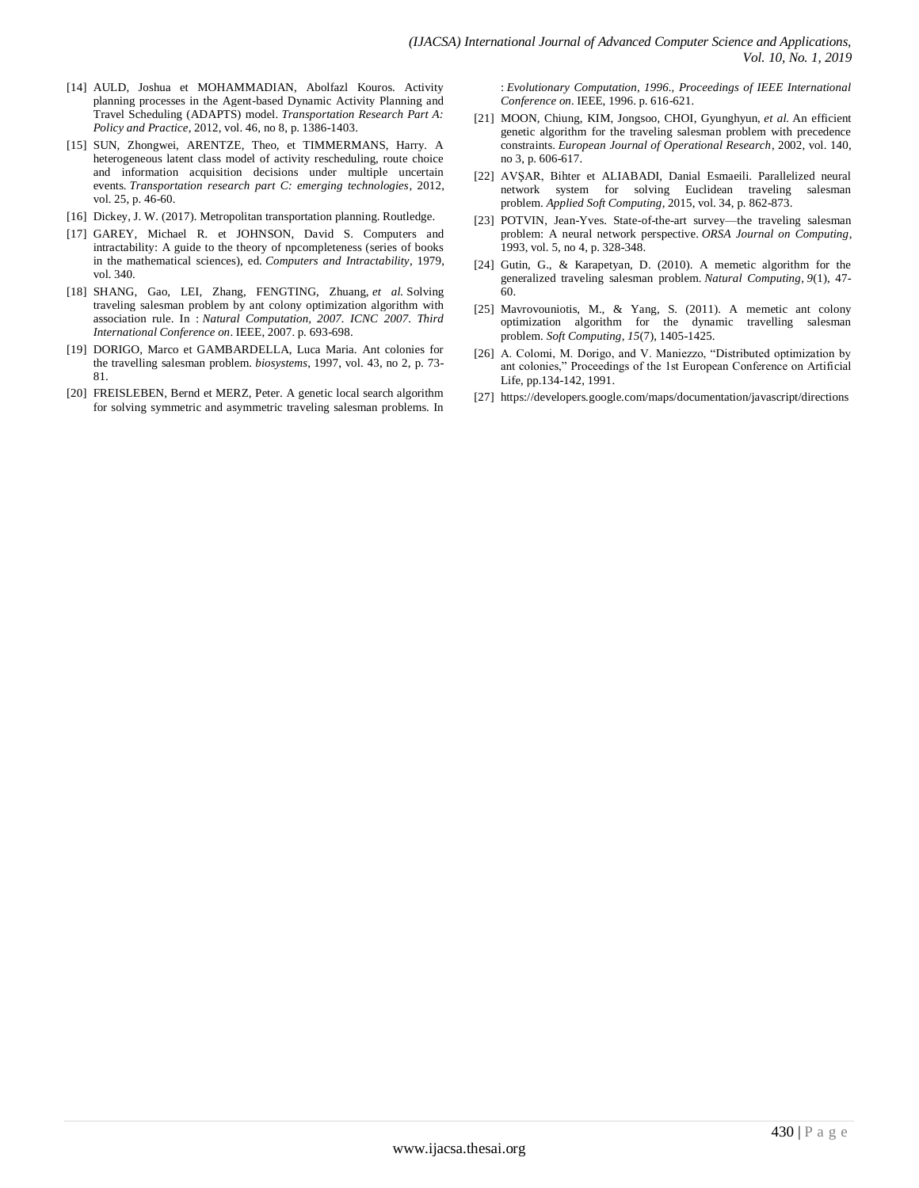[14] AULD, Joshua et MOHAMMADIAN, Abolfazl Kouros. Activity planning processes in the Agent-based Dynamic Activity Planning and Travel Scheduling (ADAPTS) model. *Transportation Research Part A: Policy and Practice*, 2012, vol. 46, no 8, p. 1386-1403.

[15] SUN, Zhongwei, ARENTZE, Theo, et TIMMERMANS, Harry. A heterogeneous latent class model of activity rescheduling, route choice and information acquisition decisions under multiple uncertain events. *Transportation research part C: emerging technologies*, 2012, vol. 25, p. 46-60.

[16] Dickey, J. W. (2017). Metropolitan transportation planning. Routledge.

[17] GAREY, Michael R. et JOHNSON, David S. Computers and intractability: A guide to the theory of npcompleteness (series of books in the mathematical sciences), ed. *Computers and Intractability*, 1979, vol. 340.

[18] SHANG, Gao, LEI, Zhang, FENGTING, Zhuang, *et al.* Solving traveling salesman problem by ant colony optimization algorithm with association rule. In : *Natural Computation, 2007. ICNC 2007. Third International Conference on*. IEEE, 2007. p. 693-698.

[19] DORIGO, Marco et GAMBARDELLA, Luca Maria. Ant colonies for the travelling salesman problem. *biosystems*, 1997, vol. 43, no 2, p. 73-81.

[20] FREISLEBEN, Bernd et MERZ, Peter. A genetic local search algorithm for solving symmetric and asymmetric traveling salesman problems. In : *Evolutionary Computation, 1996., Proceedings of IEEE International Conference on*. IEEE, 1996. p. 616-621.

[21] MOON, Chiung, KIM, Jongsoo, CHOI, Gyunghyun, *et al.* An efficient genetic algorithm for the traveling salesman problem with precedence constraints. *European Journal of Operational Research*, 2002, vol. 140, no 3, p. 606-617.

[22] AVŞAR, Bihter et ALIABADI, Danial Esmaeili. Parallelized neural network system for solving Euclidean traveling salesman problem. *Applied Soft Computing*, 2015, vol. 34, p. 862-873.

[23] POTVIN, Jean-Yves. State-of-the-art survey—the traveling salesman problem: A neural network perspective. *ORSA Journal on Computing*, 1993, vol. 5, no 4, p. 328-348.

[24] Gutin, G., & Karapetyan, D. (2010). A memetic algorithm for the generalized traveling salesman problem. *Natural Computing*, *9*(1), 47-60.

[25] Mavrovouniotis, M., & Yang, S. (2011). A memetic ant colony optimization algorithm for the dynamic travelling salesman problem. *Soft Computing*, *15*(7), 1405-1425.

[26] A. Colomi, M. Dorigo, and V. Maniezzo, "Distributed optimization by ant colonies," Proceedings of the 1st European Conference on Artificial Life, pp.134-142, 1991.

[27] https://developers.google.com/maps/documentation/javascript/directions